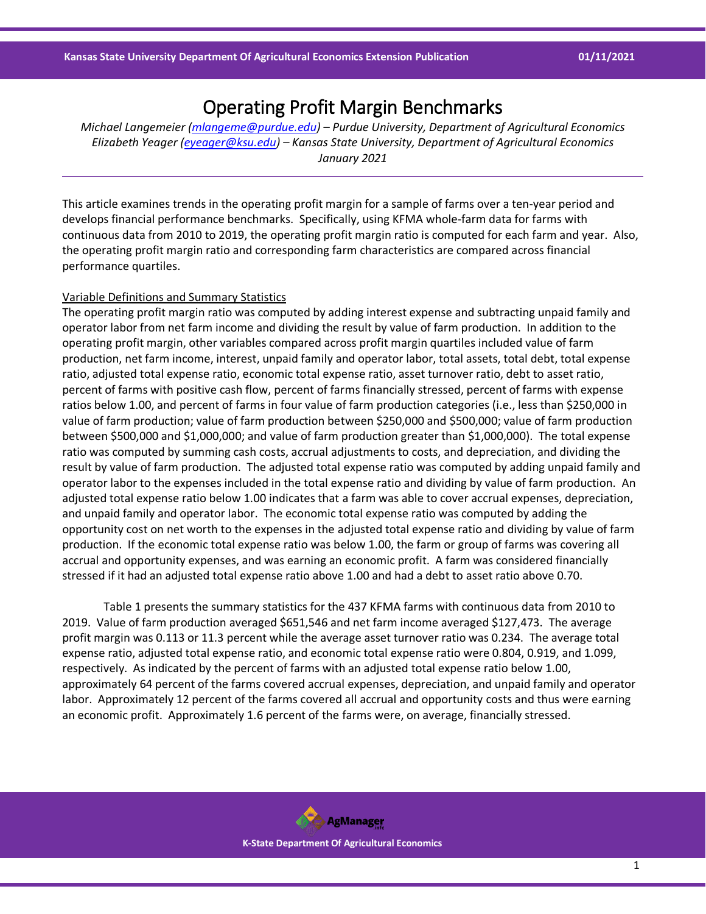# Operating Profit Margin Benchmarks

*Michael Langemeier (mlangeme@purdue.edu) – Purdue University, Department of Agricultural Economics*
*Elizabeth Yeager (eyeager@ksu.edu) – Kansas State University, Department of Agricultural Economics*
*January 2021*

---

This article examines trends in the operating profit margin for a sample of farms over a ten-year period and develops financial performance benchmarks. Specifically, using KFMA whole-farm data for farms with continuous data from 2010 to 2019, the operating profit margin ratio is computed for each farm and year. Also, the operating profit margin ratio and corresponding farm characteristics are compared across financial performance quartiles.

## Variable Definitions and Summary Statistics

The operating profit margin ratio was computed by adding interest expense and subtracting unpaid family and operator labor from net farm income and dividing the result by value of farm production. In addition to the operating profit margin, other variables compared across profit margin quartiles included value of farm production, net farm income, interest, unpaid family and operator labor, total assets, total debt, total expense ratio, adjusted total expense ratio, economic total expense ratio, asset turnover ratio, debt to asset ratio, percent of farms with positive cash flow, percent of farms financially stressed, percent of farms with expense ratios below 1.00, and percent of farms in four value of farm production categories (i.e., less than $250,000 in value of farm production; value of farm production between $250,000 and $500,000; value of farm production between $500,000 and $1,000,000; and value of farm production greater than $1,000,000). The total expense ratio was computed by summing cash costs, accrual adjustments to costs, and depreciation, and dividing the result by value of farm production. The adjusted total expense ratio was computed by adding unpaid family and operator labor to the expenses included in the total expense ratio and dividing by value of farm production. An adjusted total expense ratio below 1.00 indicates that a farm was able to cover accrual expenses, depreciation, and unpaid family and operator labor. The economic total expense ratio was computed by adding the opportunity cost on net worth to the expenses in the adjusted total expense ratio and dividing by value of farm production. If the economic total expense ratio was below 1.00, the farm or group of farms was covering all accrual and opportunity expenses, and was earning an economic profit. A farm was considered financially stressed if it had an adjusted total expense ratio above 1.00 and had a debt to asset ratio above 0.70.

Table 1 presents the summary statistics for the 437 KFMA farms with continuous data from 2010 to 2019. Value of farm production averaged $651,546 and net farm income averaged $127,473. The average profit margin was 0.113 or 11.3 percent while the average asset turnover ratio was 0.234. The average total expense ratio, adjusted total expense ratio, and economic total expense ratio were 0.804, 0.919, and 1.099, respectively. As indicated by the percent of farms with an adjusted total expense ratio below 1.00, approximately 64 percent of the farms covered accrual expenses, depreciation, and unpaid family and operator labor. Approximately 12 percent of the farms covered all accrual and opportunity costs and thus were earning an economic profit. Approximately 1.6 percent of the farms were, on average, financially stressed.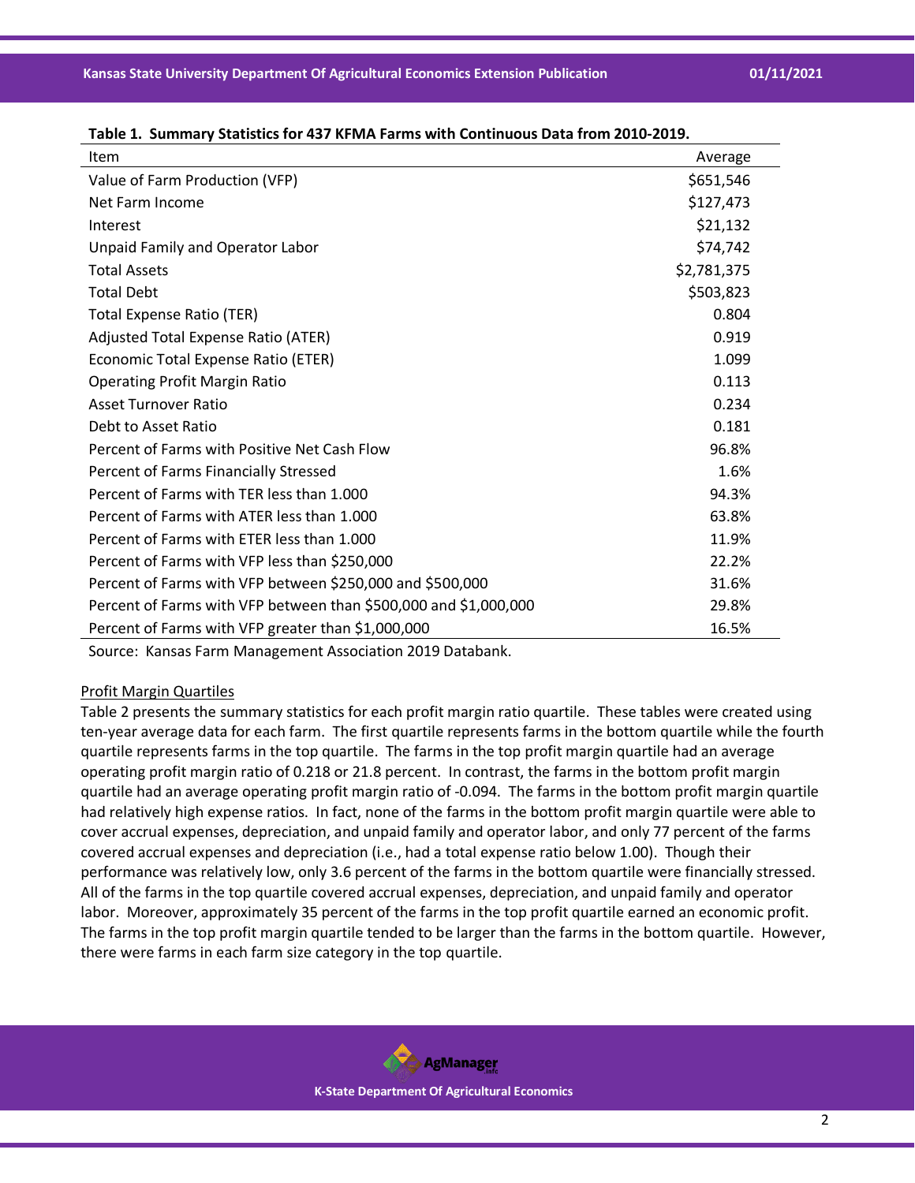**Table 1. Summary Statistics for 437 KFMA Farms with Continuous Data from 2010-2019.**

| Item | Average |
|---|---|
| Value of Farm Production (VFP) | $651,546 |
| Net Farm Income | $127,473 |
| Interest | $21,132 |
| Unpaid Family and Operator Labor | $74,742 |
| Total Assets | $2,781,375 |
| Total Debt | $503,823 |
| Total Expense Ratio (TER) | 0.804 |
| Adjusted Total Expense Ratio (ATER) | 0.919 |
| Economic Total Expense Ratio (ETER) | 1.099 |
| Operating Profit Margin Ratio | 0.113 |
| Asset Turnover Ratio | 0.234 |
| Debt to Asset Ratio | 0.181 |
| Percent of Farms with Positive Net Cash Flow | 96.8% |
| Percent of Farms Financially Stressed | 1.6% |
| Percent of Farms with TER less than 1.000 | 94.3% |
| Percent of Farms with ATER less than 1.000 | 63.8% |
| Percent of Farms with ETER less than 1.000 | 11.9% |
| Percent of Farms with VFP less than $250,000 | 22.2% |
| Percent of Farms with VFP between $250,000 and $500,000 | 31.6% |
| Percent of Farms with VFP between than $500,000 and $1,000,000 | 29.8% |
| Percent of Farms with VFP greater than $1,000,000 | 16.5% |

Source: Kansas Farm Management Association 2019 Databank.

## Profit Margin Quartiles

Table 2 presents the summary statistics for each profit margin ratio quartile. These tables were created using ten-year average data for each farm. The first quartile represents farms in the bottom quartile while the fourth quartile represents farms in the top quartile. The farms in the top profit margin quartile had an average operating profit margin ratio of 0.218 or 21.8 percent. In contrast, the farms in the bottom profit margin quartile had an average operating profit margin ratio of -0.094. The farms in the bottom profit margin quartile had relatively high expense ratios. In fact, none of the farms in the bottom profit margin quartile were able to cover accrual expenses, depreciation, and unpaid family and operator labor, and only 77 percent of the farms covered accrual expenses and depreciation (i.e., had a total expense ratio below 1.00). Though their performance was relatively low, only 3.6 percent of the farms in the bottom quartile were financially stressed. All of the farms in the top quartile covered accrual expenses, depreciation, and unpaid family and operator labor. Moreover, approximately 35 percent of the farms in the top profit quartile earned an economic profit. The farms in the top profit margin quartile tended to be larger than the farms in the bottom quartile. However, there were farms in each farm size category in the top quartile.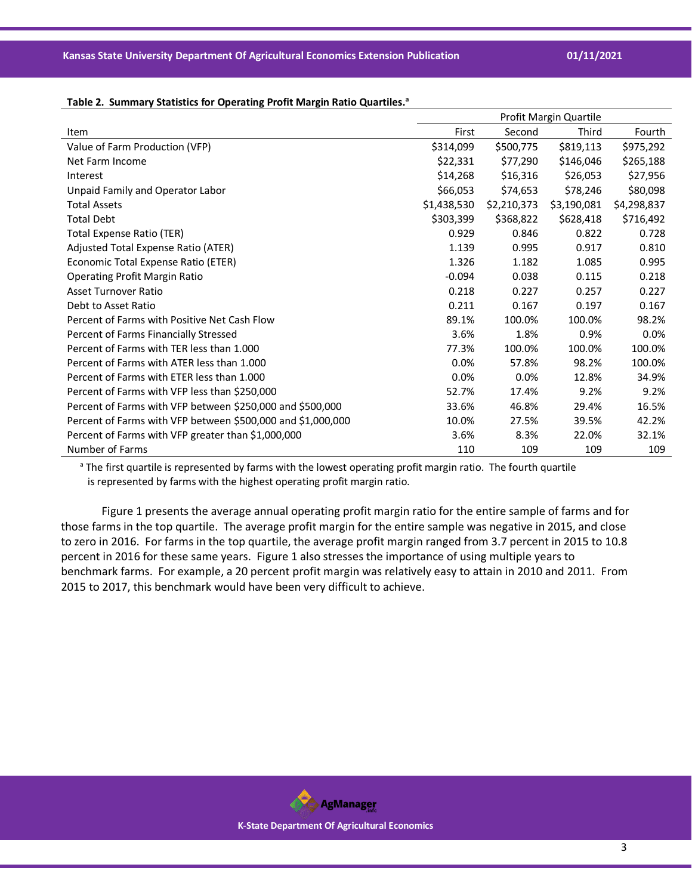**Table 2. Summary Statistics for Operating Profit Margin Ratio Quartiles.**[a]

| | Profit Margin Quartile | | | |
|---|---|---|---|---|
| Item | First | Second | Third | Fourth |
| Value of Farm Production (VFP) | $314,099 | $500,775 | $819,113 | $975,292 |
| Net Farm Income | $22,331 | $77,290 | $146,046 | $265,188 |
| Interest | $14,268 | $16,316 | $26,053 | $27,956 |
| Unpaid Family and Operator Labor | $66,053 | $74,653 | $78,246 | $80,098 |
| Total Assets | $1,438,530 | $2,210,373 | $3,190,081 | $4,298,837 |
| Total Debt | $303,399 | $368,822 | $628,418 | $716,492 |
| Total Expense Ratio (TER) | 0.929 | 0.846 | 0.822 | 0.728 |
| Adjusted Total Expense Ratio (ATER) | 1.139 | 0.995 | 0.917 | 0.810 |
| Economic Total Expense Ratio (ETER) | 1.326 | 1.182 | 1.085 | 0.995 |
| Operating Profit Margin Ratio | -0.094 | 0.038 | 0.115 | 0.218 |
| Asset Turnover Ratio | 0.218 | 0.227 | 0.257 | 0.227 |
| Debt to Asset Ratio | 0.211 | 0.167 | 0.197 | 0.167 |
| Percent of Farms with Positive Net Cash Flow | 89.1% | 100.0% | 100.0% | 98.2% |
| Percent of Farms Financially Stressed | 3.6% | 1.8% | 0.9% | 0.0% |
| Percent of Farms with TER less than 1.000 | 77.3% | 100.0% | 100.0% | 100.0% |
| Percent of Farms with ATER less than 1.000 | 0.0% | 57.8% | 98.2% | 100.0% |
| Percent of Farms with ETER less than 1.000 | 0.0% | 0.0% | 12.8% | 34.9% |
| Percent of Farms with VFP less than $250,000 | 52.7% | 17.4% | 9.2% | 9.2% |
| Percent of Farms with VFP between $250,000 and $500,000 | 33.6% | 46.8% | 29.4% | 16.5% |
| Percent of Farms with VFP between $500,000 and $1,000,000 | 10.0% | 27.5% | 39.5% | 42.2% |
| Percent of Farms with VFP greater than $1,000,000 | 3.6% | 8.3% | 22.0% | 32.1% |
| Number of Farms | 110 | 109 | 109 | 109 |

[a] The first quartile is represented by farms with the lowest operating profit margin ratio. The fourth quartile is represented by farms with the highest operating profit margin ratio.

Figure 1 presents the average annual operating profit margin ratio for the entire sample of farms and for those farms in the top quartile. The average profit margin for the entire sample was negative in 2015, and close to zero in 2016. For farms in the top quartile, the average profit margin ranged from 3.7 percent in 2015 to 10.8 percent in 2016 for these same years. Figure 1 also stresses the importance of using multiple years to benchmark farms. For example, a 20 percent profit margin was relatively easy to attain in 2010 and 2011. From 2015 to 2017, this benchmark would have been very difficult to achieve.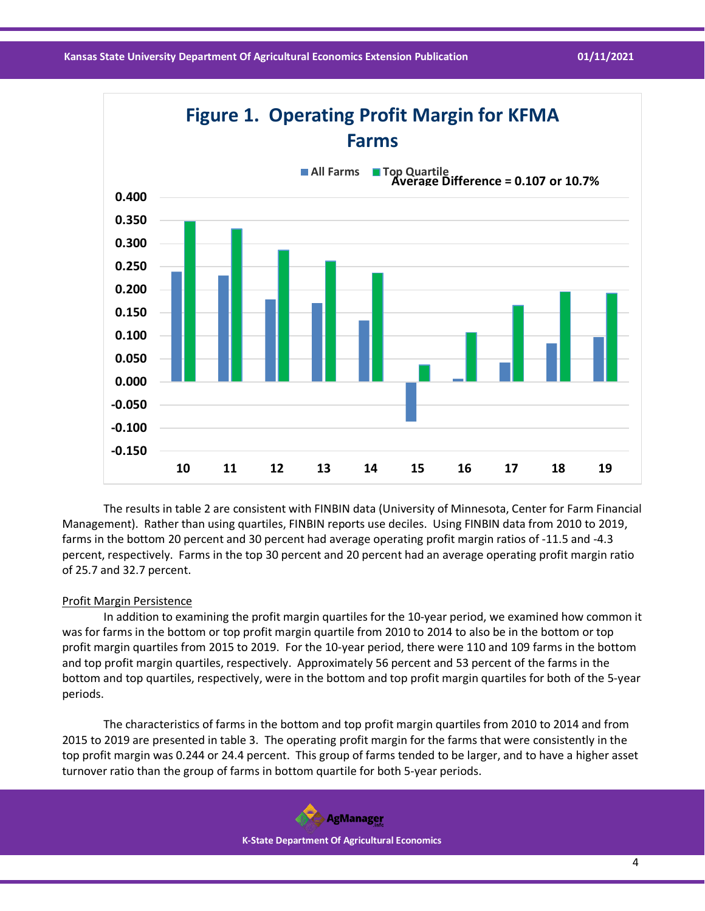**Figure 1. Operating Profit Margin for KFMA Farms**

All Farms | Top Quartile

Average Difference = 0.107 or 10.7%

The results in table 2 are consistent with FINBIN data (University of Minnesota, Center for Farm Financial Management). Rather than using quartiles, FINBIN reports use deciles. Using FINBIN data from 2010 to 2019, farms in the bottom 20 percent and 30 percent had average operating profit margin ratios of -11.5 and -4.3 percent, respectively. Farms in the top 30 percent and 20 percent had an average operating profit margin ratio of 25.7 and 32.7 percent.

<u>Profit Margin Persistence</u>

In addition to examining the profit margin quartiles for the 10-year period, we examined how common it was for farms in the bottom or top profit margin quartile from 2010 to 2014 to also be in the bottom or top profit margin quartiles from 2015 to 2019. For the 10-year period, there were 110 and 109 farms in the bottom and top profit margin quartiles, respectively. Approximately 56 percent and 53 percent of the farms in the bottom and top quartiles, respectively, were in the bottom and top profit margin quartiles for both of the 5-year periods.

The characteristics of farms in the bottom and top profit margin quartiles from 2010 to 2014 and from 2015 to 2019 are presented in table 3. The operating profit margin for the farms that were consistently in the top profit margin was 0.244 or 24.4 percent. This group of farms tended to be larger, and to have a higher asset turnover ratio than the group of farms in bottom quartile for both 5-year periods.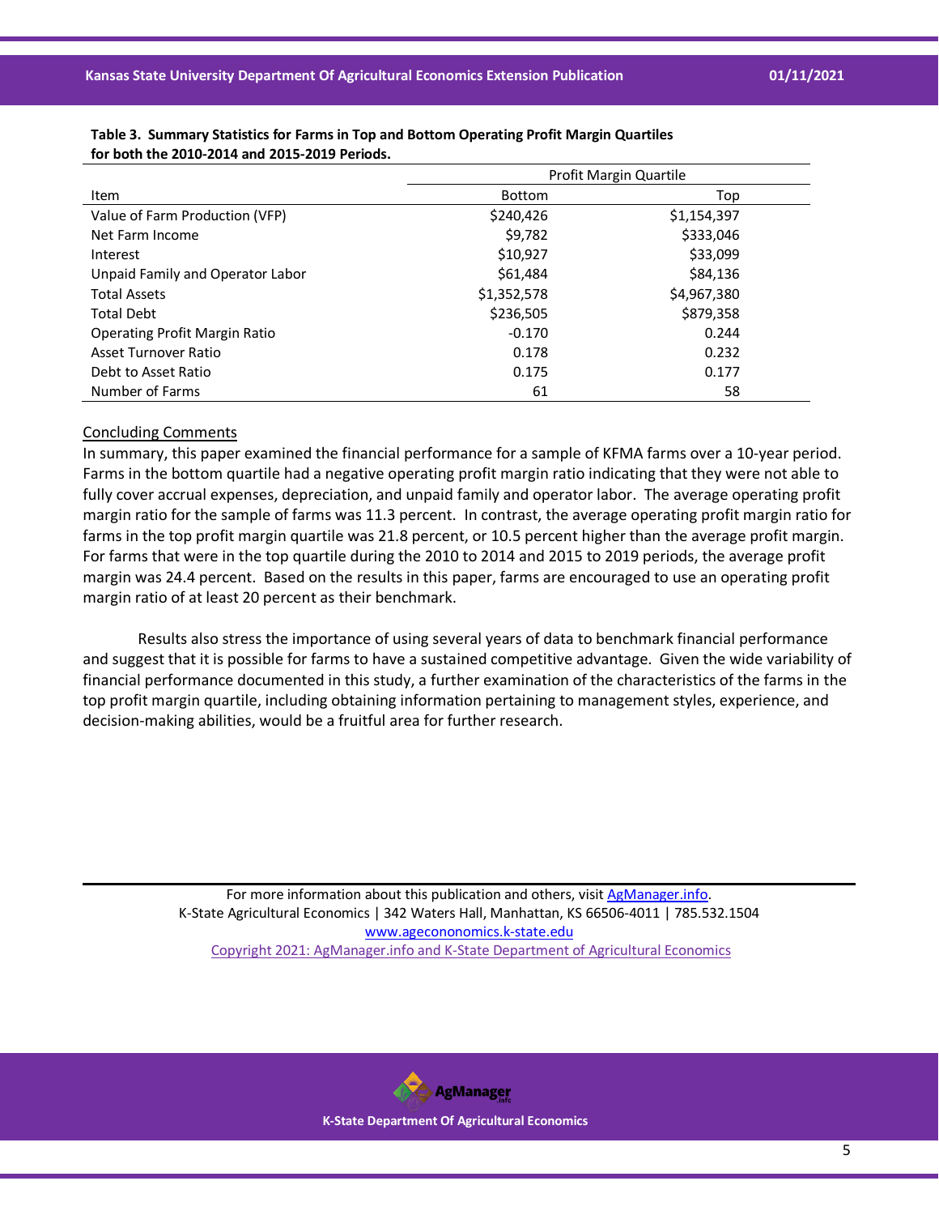**Table 3. Summary Statistics for Farms in Top and Bottom Operating Profit Margin Quartiles for both the 2010-2014 and 2015-2019 Periods.**

| | Profit Margin Quartile | |
|---|---|---|
| Item | Bottom | Top |
| Value of Farm Production (VFP) | $240,426 | $1,154,397 |
| Net Farm Income | $9,782 | $333,046 |
| Interest | $10,927 | $33,099 |
| Unpaid Family and Operator Labor | $61,484 | $84,136 |
| Total Assets | $1,352,578 | $4,967,380 |
| Total Debt | $236,505 | $879,358 |
| Operating Profit Margin Ratio | -0.170 | 0.244 |
| Asset Turnover Ratio | 0.178 | 0.232 |
| Debt to Asset Ratio | 0.175 | 0.177 |
| Number of Farms | 61 | 58 |

## Concluding Comments

In summary, this paper examined the financial performance for a sample of KFMA farms over a 10-year period. Farms in the bottom quartile had a negative operating profit margin ratio indicating that they were not able to fully cover accrual expenses, depreciation, and unpaid family and operator labor. The average operating profit margin ratio for the sample of farms was 11.3 percent. In contrast, the average operating profit margin ratio for farms in the top profit margin quartile was 21.8 percent, or 10.5 percent higher than the average profit margin. For farms that were in the top quartile during the 2010 to 2014 and 2015 to 2019 periods, the average profit margin was 24.4 percent. Based on the results in this paper, farms are encouraged to use an operating profit margin ratio of at least 20 percent as their benchmark.

Results also stress the importance of using several years of data to benchmark financial performance and suggest that it is possible for farms to have a sustained competitive advantage. Given the wide variability of financial performance documented in this study, a further examination of the characteristics of the farms in the top profit margin quartile, including obtaining information pertaining to management styles, experience, and decision-making abilities, would be a fruitful area for further research.

For more information about this publication and others, visit AgManager.info.
K-State Agricultural Economics | 342 Waters Hall, Manhattan, KS 66506-4011 | 785.532.1504
www.ageconomics.k-state.edu
Copyright 2021: AgManager.info and K-State Department of Agricultural Economics